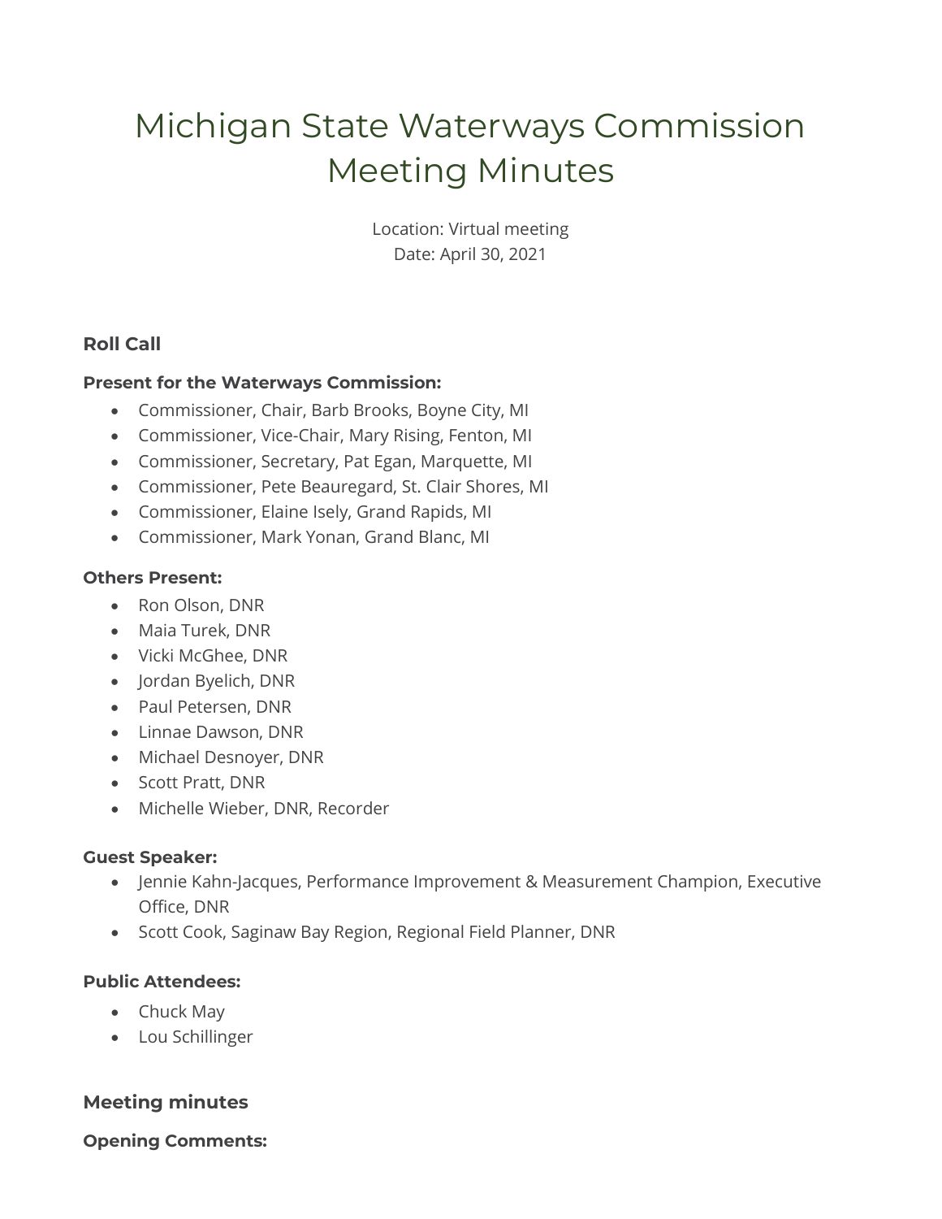# Michigan State Waterways Commission Meeting Minutes

Location: Virtual meeting
Date: April 30, 2021

## Roll Call

**Present for the Waterways Commission:**

- Commissioner, Chair, Barb Brooks, Boyne City, MI
- Commissioner, Vice-Chair, Mary Rising, Fenton, MI
- Commissioner, Secretary, Pat Egan, Marquette, MI
- Commissioner, Pete Beauregard, St. Clair Shores, MI
- Commissioner, Elaine Isely, Grand Rapids, MI
- Commissioner, Mark Yonan, Grand Blanc, MI

**Others Present:**

- Ron Olson, DNR
- Maia Turek, DNR
- Vicki McGhee, DNR
- Jordan Byelich, DNR
- Paul Petersen, DNR
- Linnae Dawson, DNR
- Michael Desnoyer, DNR
- Scott Pratt, DNR
- Michelle Wieber, DNR, Recorder

**Guest Speaker:**

- Jennie Kahn-Jacques, Performance Improvement & Measurement Champion, Executive Office, DNR
- Scott Cook, Saginaw Bay Region, Regional Field Planner, DNR

**Public Attendees:**

- Chuck May
- Lou Schillinger

## Meeting minutes

**Opening Comments:**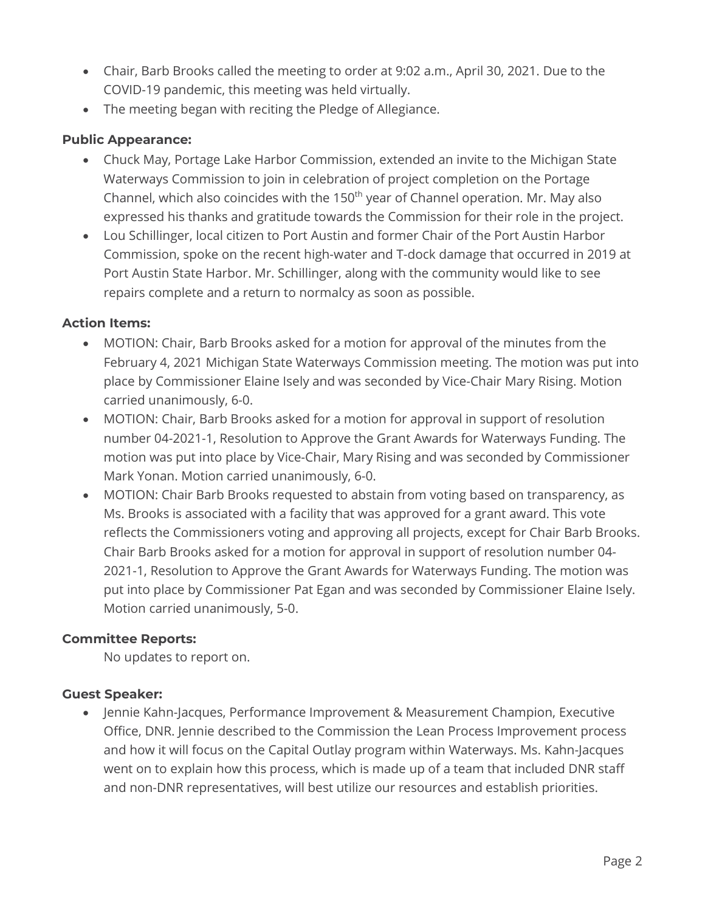- Chair, Barb Brooks called the meeting to order at 9:02 a.m., April 30, 2021. Due to the COVID-19 pandemic, this meeting was held virtually.
- The meeting began with reciting the Pledge of Allegiance.

**Public Appearance:**

- Chuck May, Portage Lake Harbor Commission, extended an invite to the Michigan State Waterways Commission to join in celebration of project completion on the Portage Channel, which also coincides with the 150th year of Channel operation. Mr. May also expressed his thanks and gratitude towards the Commission for their role in the project.
- Lou Schillinger, local citizen to Port Austin and former Chair of the Port Austin Harbor Commission, spoke on the recent high-water and T-dock damage that occurred in 2019 at Port Austin State Harbor. Mr. Schillinger, along with the community would like to see repairs complete and a return to normalcy as soon as possible.

**Action Items:**

- MOTION: Chair, Barb Brooks asked for a motion for approval of the minutes from the February 4, 2021 Michigan State Waterways Commission meeting. The motion was put into place by Commissioner Elaine Isely and was seconded by Vice-Chair Mary Rising. Motion carried unanimously, 6-0.
- MOTION: Chair, Barb Brooks asked for a motion for approval in support of resolution number 04-2021-1, Resolution to Approve the Grant Awards for Waterways Funding. The motion was put into place by Vice-Chair, Mary Rising and was seconded by Commissioner Mark Yonan. Motion carried unanimously, 6-0.
- MOTION: Chair Barb Brooks requested to abstain from voting based on transparency, as Ms. Brooks is associated with a facility that was approved for a grant award. This vote reflects the Commissioners voting and approving all projects, except for Chair Barb Brooks. Chair Barb Brooks asked for a motion for approval in support of resolution number 04-2021-1, Resolution to Approve the Grant Awards for Waterways Funding. The motion was put into place by Commissioner Pat Egan and was seconded by Commissioner Elaine Isely. Motion carried unanimously, 5-0.

**Committee Reports:**

No updates to report on.

**Guest Speaker:**

- Jennie Kahn-Jacques, Performance Improvement & Measurement Champion, Executive Office, DNR. Jennie described to the Commission the Lean Process Improvement process and how it will focus on the Capital Outlay program within Waterways. Ms. Kahn-Jacques went on to explain how this process, which is made up of a team that included DNR staff and non-DNR representatives, will best utilize our resources and establish priorities.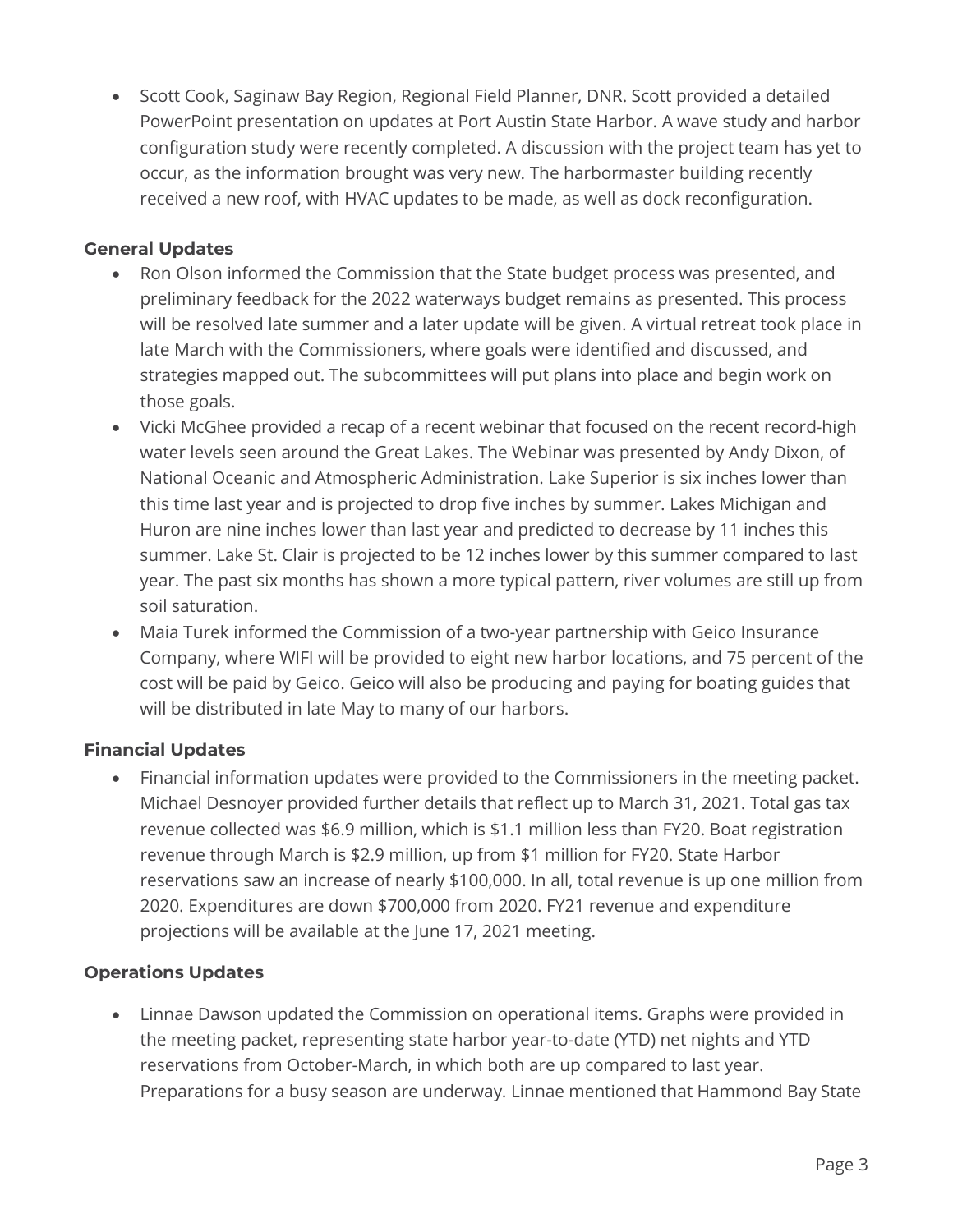- Scott Cook, Saginaw Bay Region, Regional Field Planner, DNR. Scott provided a detailed PowerPoint presentation on updates at Port Austin State Harbor. A wave study and harbor configuration study were recently completed. A discussion with the project team has yet to occur, as the information brought was very new. The harbormaster building recently received a new roof, with HVAC updates to be made, as well as dock reconfiguration.

**General Updates**

- Ron Olson informed the Commission that the State budget process was presented, and preliminary feedback for the 2022 waterways budget remains as presented. This process will be resolved late summer and a later update will be given. A virtual retreat took place in late March with the Commissioners, where goals were identified and discussed, and strategies mapped out. The subcommittees will put plans into place and begin work on those goals.
- Vicki McGhee provided a recap of a recent webinar that focused on the recent record-high water levels seen around the Great Lakes. The Webinar was presented by Andy Dixon, of National Oceanic and Atmospheric Administration. Lake Superior is six inches lower than this time last year and is projected to drop five inches by summer. Lakes Michigan and Huron are nine inches lower than last year and predicted to decrease by 11 inches this summer. Lake St. Clair is projected to be 12 inches lower by this summer compared to last year. The past six months has shown a more typical pattern, river volumes are still up from soil saturation.
- Maia Turek informed the Commission of a two-year partnership with Geico Insurance Company, where WIFI will be provided to eight new harbor locations, and 75 percent of the cost will be paid by Geico. Geico will also be producing and paying for boating guides that will be distributed in late May to many of our harbors.

**Financial Updates**

- Financial information updates were provided to the Commissioners in the meeting packet. Michael Desnoyer provided further details that reflect up to March 31, 2021. Total gas tax revenue collected was $6.9 million, which is $1.1 million less than FY20. Boat registration revenue through March is $2.9 million, up from $1 million for FY20. State Harbor reservations saw an increase of nearly $100,000. In all, total revenue is up one million from 2020. Expenditures are down $700,000 from 2020. FY21 revenue and expenditure projections will be available at the June 17, 2021 meeting.

**Operations Updates**

- Linnae Dawson updated the Commission on operational items. Graphs were provided in the meeting packet, representing state harbor year-to-date (YTD) net nights and YTD reservations from October-March, in which both are up compared to last year. Preparations for a busy season are underway. Linnae mentioned that Hammond Bay State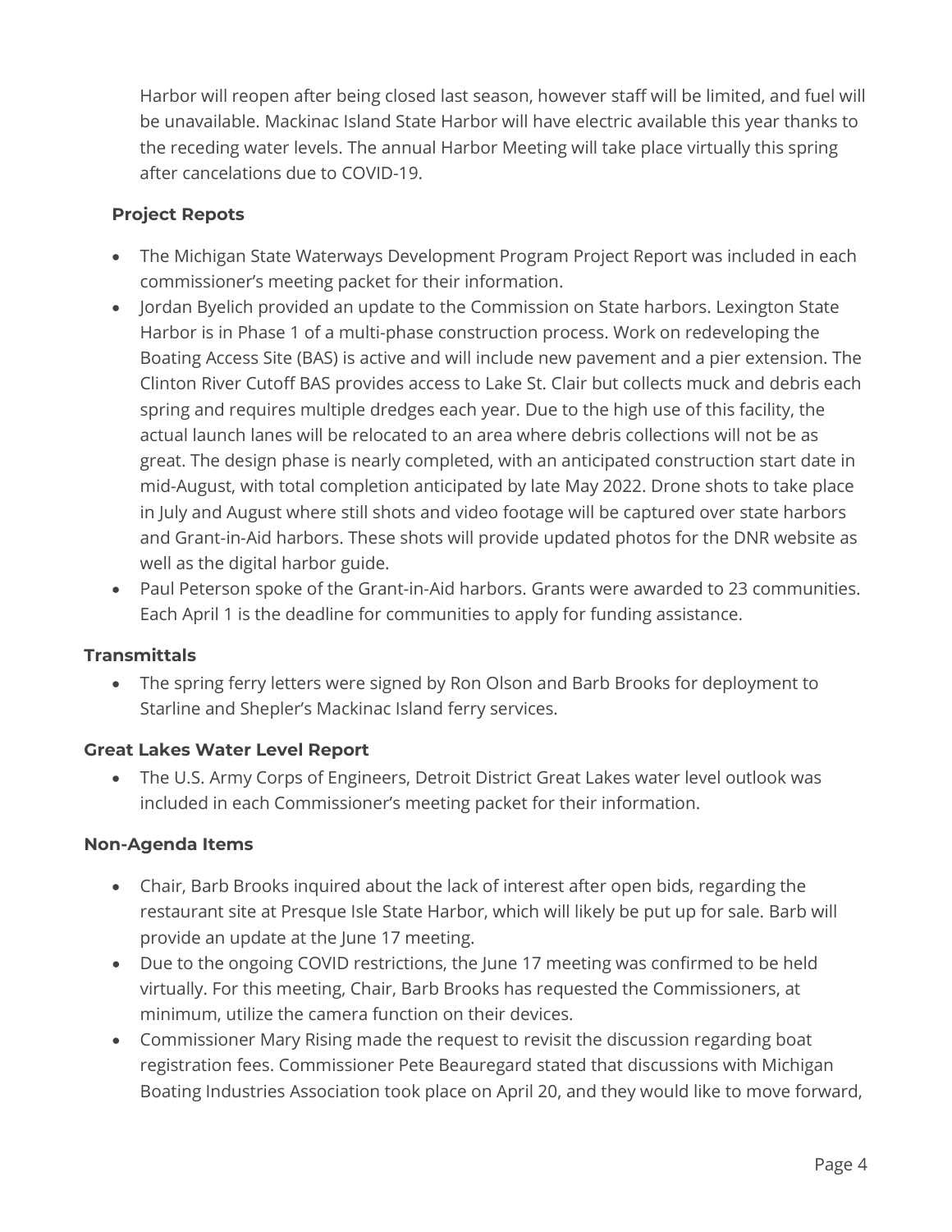Harbor will reopen after being closed last season, however staff will be limited, and fuel will be unavailable. Mackinac Island State Harbor will have electric available this year thanks to the receding water levels. The annual Harbor Meeting will take place virtually this spring after cancelations due to COVID-19.

**Project Repots**

- The Michigan State Waterways Development Program Project Report was included in each commissioner's meeting packet for their information.
- Jordan Byelich provided an update to the Commission on State harbors. Lexington State Harbor is in Phase 1 of a multi-phase construction process. Work on redeveloping the Boating Access Site (BAS) is active and will include new pavement and a pier extension. The Clinton River Cutoff BAS provides access to Lake St. Clair but collects muck and debris each spring and requires multiple dredges each year. Due to the high use of this facility, the actual launch lanes will be relocated to an area where debris collections will not be as great. The design phase is nearly completed, with an anticipated construction start date in mid-August, with total completion anticipated by late May 2022. Drone shots to take place in July and August where still shots and video footage will be captured over state harbors and Grant-in-Aid harbors. These shots will provide updated photos for the DNR website as well as the digital harbor guide.
- Paul Peterson spoke of the Grant-in-Aid harbors. Grants were awarded to 23 communities. Each April 1 is the deadline for communities to apply for funding assistance.

**Transmittals**

- The spring ferry letters were signed by Ron Olson and Barb Brooks for deployment to Starline and Shepler's Mackinac Island ferry services.

**Great Lakes Water Level Report**

- The U.S. Army Corps of Engineers, Detroit District Great Lakes water level outlook was included in each Commissioner's meeting packet for their information.

**Non-Agenda Items**

- Chair, Barb Brooks inquired about the lack of interest after open bids, regarding the restaurant site at Presque Isle State Harbor, which will likely be put up for sale. Barb will provide an update at the June 17 meeting.
- Due to the ongoing COVID restrictions, the June 17 meeting was confirmed to be held virtually. For this meeting, Chair, Barb Brooks has requested the Commissioners, at minimum, utilize the camera function on their devices.
- Commissioner Mary Rising made the request to revisit the discussion regarding boat registration fees. Commissioner Pete Beauregard stated that discussions with Michigan Boating Industries Association took place on April 20, and they would like to move forward,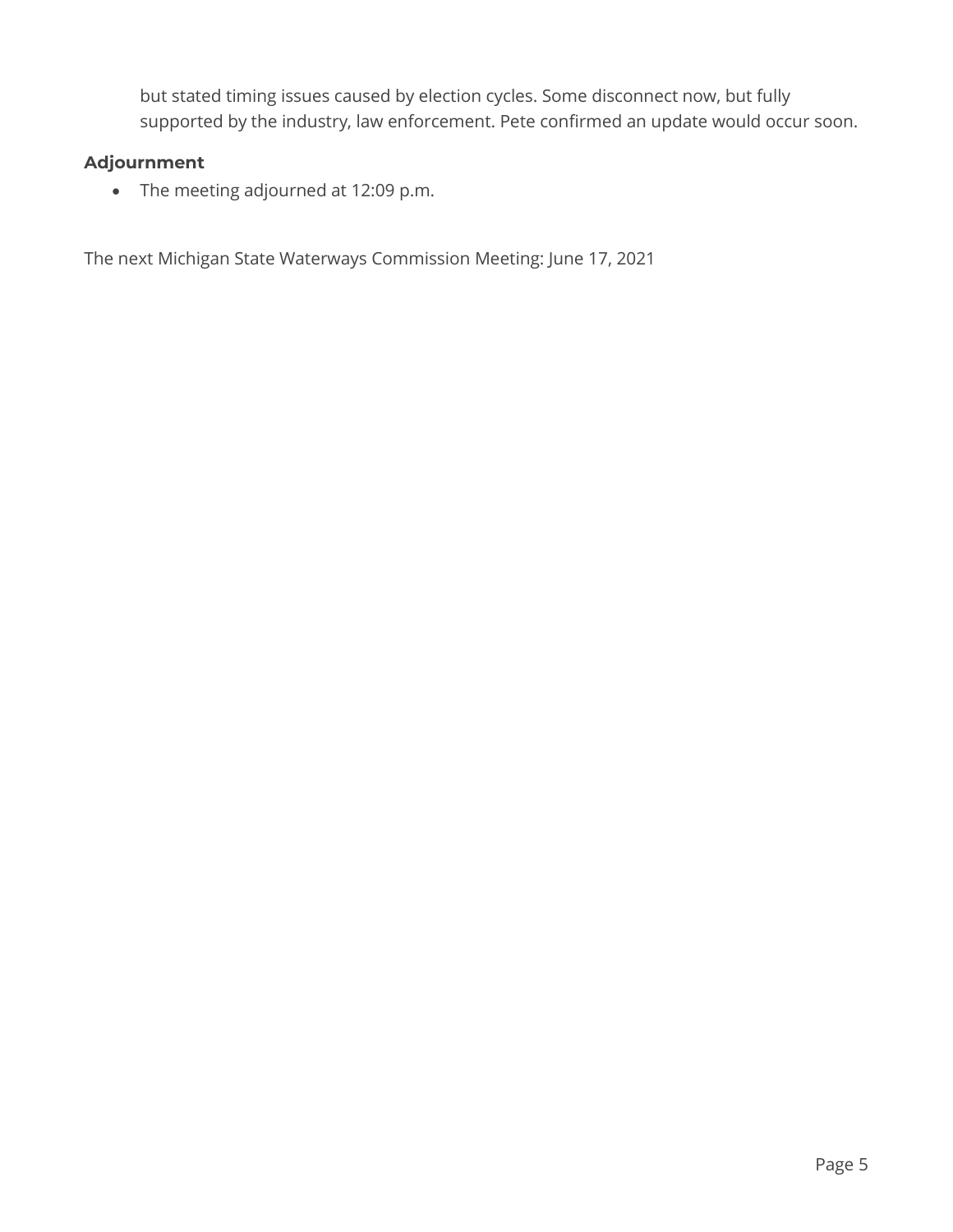but stated timing issues caused by election cycles. Some disconnect now, but fully supported by the industry, law enforcement. Pete confirmed an update would occur soon.

### Adjournment

- The meeting adjourned at 12:09 p.m.

The next Michigan State Waterways Commission Meeting: June 17, 2021